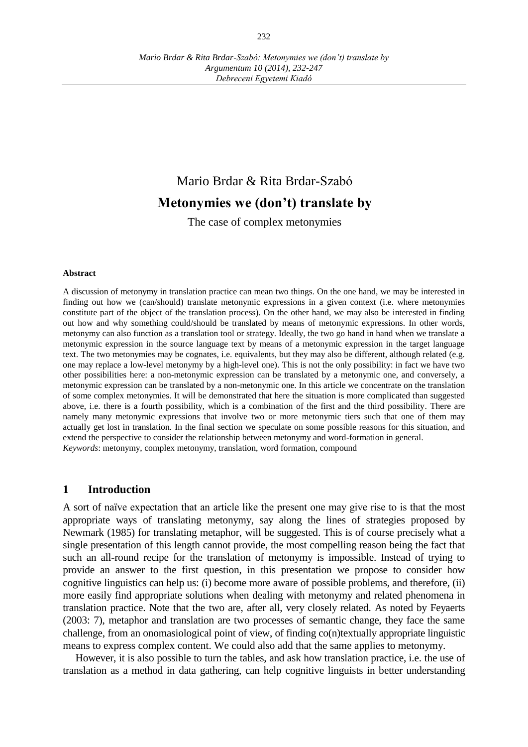# Mario Brdar & Rita Brdar-Szabó

## Metonymies we (don't) translate by

The case of complex metonymies

**Abstract**

A discussion of metonymy in translation practice can mean two things. On the one hand, we may be interested in finding out how we (can/should) translate metonymic expressions in a given context (i.e. where metonymies constitute part of the object of the translation process). On the other hand, we may also be interested in finding out how and why something could/should be translated by means of metonymic expressions. In other words, metonymy can also function as a translation tool or strategy. Ideally, the two go hand in hand when we translate a metonymic expression in the source language text by means of a metonymic expression in the target language text. The two metonymies may be cognates, i.e. equivalents, but they may also be different, although related (e.g. one may replace a low-level metonymy by a high-level one). This is not the only possibility: in fact we have two other possibilities here: a non-metonymic expression can be translated by a metonymic one, and conversely, a metonymic expression can be translated by a non-metonymic one. In this article we concentrate on the translation of some complex metonymies. It will be demonstrated that here the situation is more complicated than suggested above, i.e. there is a fourth possibility, which is a combination of the first and the third possibility. There are namely many metonymic expressions that involve two or more metonymic tiers such that one of them may actually get lost in translation. In the final section we speculate on some possible reasons for this situation, and extend the perspective to consider the relationship between metonymy and word-formation in general.

*Keywords*: metonymy, complex metonymy, translation, word formation, compound

## 1 Introduction

A sort of naïve expectation that an article like the present one may give rise to is that the most appropriate ways of translating metonymy, say along the lines of strategies proposed by Newmark (1985) for translating metaphor, will be suggested. This is of course precisely what a single presentation of this length cannot provide, the most compelling reason being the fact that such an all-round recipe for the translation of metonymy is impossible. Instead of trying to provide an answer to the first question, in this presentation we propose to consider how cognitive linguistics can help us: (i) become more aware of possible problems, and therefore, (ii) more easily find appropriate solutions when dealing with metonymy and related phenomena in translation practice. Note that the two are, after all, very closely related. As noted by Feyaerts (2003: 7), metaphor and translation are two processes of semantic change, they face the same challenge, from an onomasiological point of view, of finding co(n)textually appropriate linguistic means to express complex content. We could also add that the same applies to metonymy.

However, it is also possible to turn the tables, and ask how translation practice, i.e. the use of translation as a method in data gathering, can help cognitive linguists in better understanding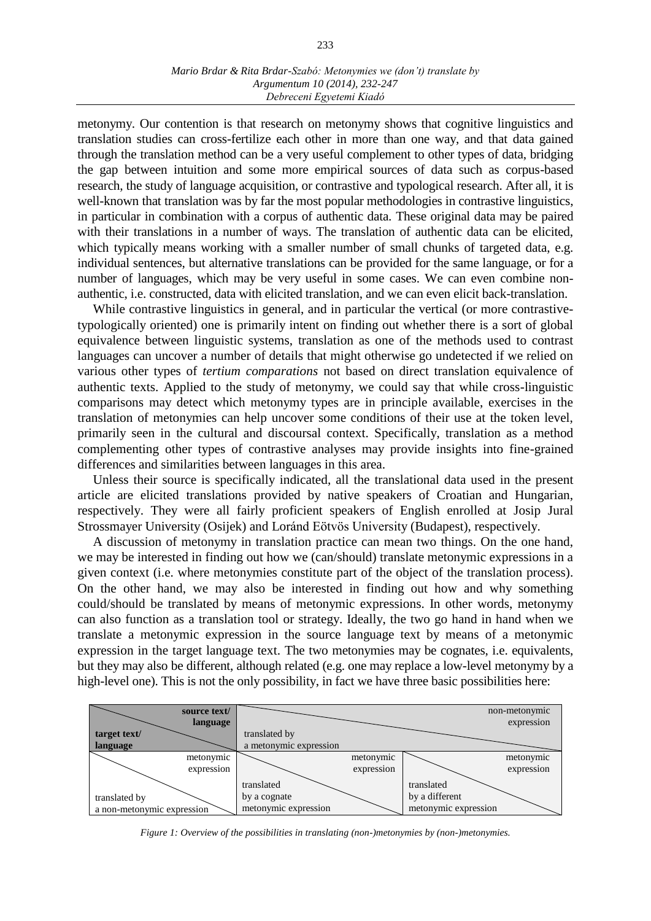metonymy. Our contention is that research on metonymy shows that cognitive linguistics and translation studies can cross-fertilize each other in more than one way, and that data gained through the translation method can be a very useful complement to other types of data, bridging the gap between intuition and some more empirical sources of data such as corpus-based research, the study of language acquisition, or contrastive and typological research. After all, it is well-known that translation was by far the most popular methodologies in contrastive linguistics, in particular in combination with a corpus of authentic data. These original data may be paired with their translations in a number of ways. The translation of authentic data can be elicited, which typically means working with a smaller number of small chunks of targeted data, e.g. individual sentences, but alternative translations can be provided for the same language, or for a number of languages, which may be very useful in some cases. We can even combine non-authentic, i.e. constructed, data with elicited translation, and we can even elicit back-translation.

While contrastive linguistics in general, and in particular the vertical (or more contrastive-typologically oriented) one is primarily intent on finding out whether there is a sort of global equivalence between linguistic systems, translation as one of the methods used to contrast languages can uncover a number of details that might otherwise go undetected if we relied on various other types of *tertium comparations* not based on direct translation equivalence of authentic texts. Applied to the study of metonymy, we could say that while cross-linguistic comparisons may detect which metonymy types are in principle available, exercises in the translation of metonymies can help uncover some conditions of their use at the token level, primarily seen in the cultural and discoursal context. Specifically, translation as a method complementing other types of contrastive analyses may provide insights into fine-grained differences and similarities between languages in this area.

Unless their source is specifically indicated, all the translational data used in the present article are elicited translations provided by native speakers of Croatian and Hungarian, respectively. They were all fairly proficient speakers of English enrolled at Josip Jural Strossmayer University (Osijek) and Loránd Eötvös University (Budapest), respectively.

A discussion of metonymy in translation practice can mean two things. On the one hand, we may be interested in finding out how we (can/should) translate metonymic expressions in a given context (i.e. where metonymies constitute part of the object of the translation process). On the other hand, we may also be interested in finding out how and why something could/should be translated by means of metonymic expressions. In other words, metonymy can also function as a translation tool or strategy. Ideally, the two go hand in hand when we translate a metonymic expression in the source language text by means of a metonymic expression in the target language text. The two metonymies may be cognates, i.e. equivalents, but they may also be different, although related (e.g. one may replace a low-level metonymy by a high-level one). This is not the only possibility, in fact we have three basic possibilities here:

| source text/language → / target text/language ↓ | metonymic expression | non-metonymic expression |
|---|---|---|
| metonymic expression | metonymic expression translated by a cognate metonymic expression | metonymic expression translated by a different metonymic expression |
| non-metonymic expression | | |

| source text/ language \ target text/ language | non-metonymic expression translated by a metonymic expression | |
|---|---|---|
| metonymic expression translated by a non-metonymic expression | metonymic expression translated by a cognate metonymic expression | metonymic expression translated by a different metonymic expression |

*Figure 1: Overview of the possibilities in translating (non-)metonymies by (non-)metonymies.*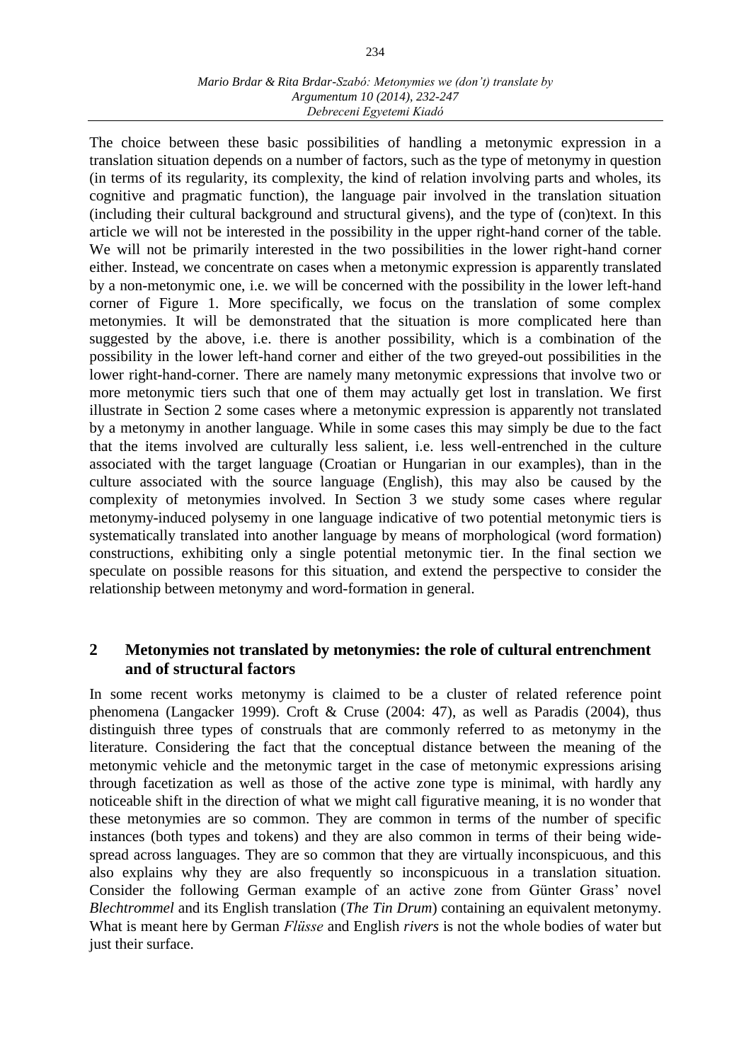The choice between these basic possibilities of handling a metonymic expression in a translation situation depends on a number of factors, such as the type of metonymy in question (in terms of its regularity, its complexity, the kind of relation involving parts and wholes, its cognitive and pragmatic function), the language pair involved in the translation situation (including their cultural background and structural givens), and the type of (con)text. In this article we will not be interested in the possibility in the upper right-hand corner of the table. We will not be primarily interested in the two possibilities in the lower right-hand corner either. Instead, we concentrate on cases when a metonymic expression is apparently translated by a non-metonymic one, i.e. we will be concerned with the possibility in the lower left-hand corner of Figure 1. More specifically, we focus on the translation of some complex metonymies. It will be demonstrated that the situation is more complicated here than suggested by the above, i.e. there is another possibility, which is a combination of the possibility in the lower left-hand corner and either of the two greyed-out possibilities in the lower right-hand-corner. There are namely many metonymic expressions that involve two or more metonymic tiers such that one of them may actually get lost in translation. We first illustrate in Section 2 some cases where a metonymic expression is apparently not translated by a metonymy in another language. While in some cases this may simply be due to the fact that the items involved are culturally less salient, i.e. less well-entrenched in the culture associated with the target language (Croatian or Hungarian in our examples), than in the culture associated with the source language (English), this may also be caused by the complexity of metonymies involved. In Section 3 we study some cases where regular metonymy-induced polysemy in one language indicative of two potential metonymic tiers is systematically translated into another language by means of morphological (word formation) constructions, exhibiting only a single potential metonymic tier. In the final section we speculate on possible reasons for this situation, and extend the perspective to consider the relationship between metonymy and word-formation in general.

## 2 Metonymies not translated by metonymies: the role of cultural entrenchment and of structural factors

In some recent works metonymy is claimed to be a cluster of related reference point phenomena (Langacker 1999). Croft & Cruse (2004: 47), as well as Paradis (2004), thus distinguish three types of construals that are commonly referred to as metonymy in the literature. Considering the fact that the conceptual distance between the meaning of the metonymic vehicle and the metonymic target in the case of metonymic expressions arising through facetization as well as those of the active zone type is minimal, with hardly any noticeable shift in the direction of what we might call figurative meaning, it is no wonder that these metonymies are so common. They are common in terms of the number of specific instances (both types and tokens) and they are also common in terms of their being wide-spread across languages. They are so common that they are virtually inconspicuous, and this also explains why they are also frequently so inconspicuous in a translation situation. Consider the following German example of an active zone from Günter Grass' novel *Blechtrommel* and its English translation (*The Tin Drum*) containing an equivalent metonymy. What is meant here by German *Flüsse* and English *rivers* is not the whole bodies of water but just their surface.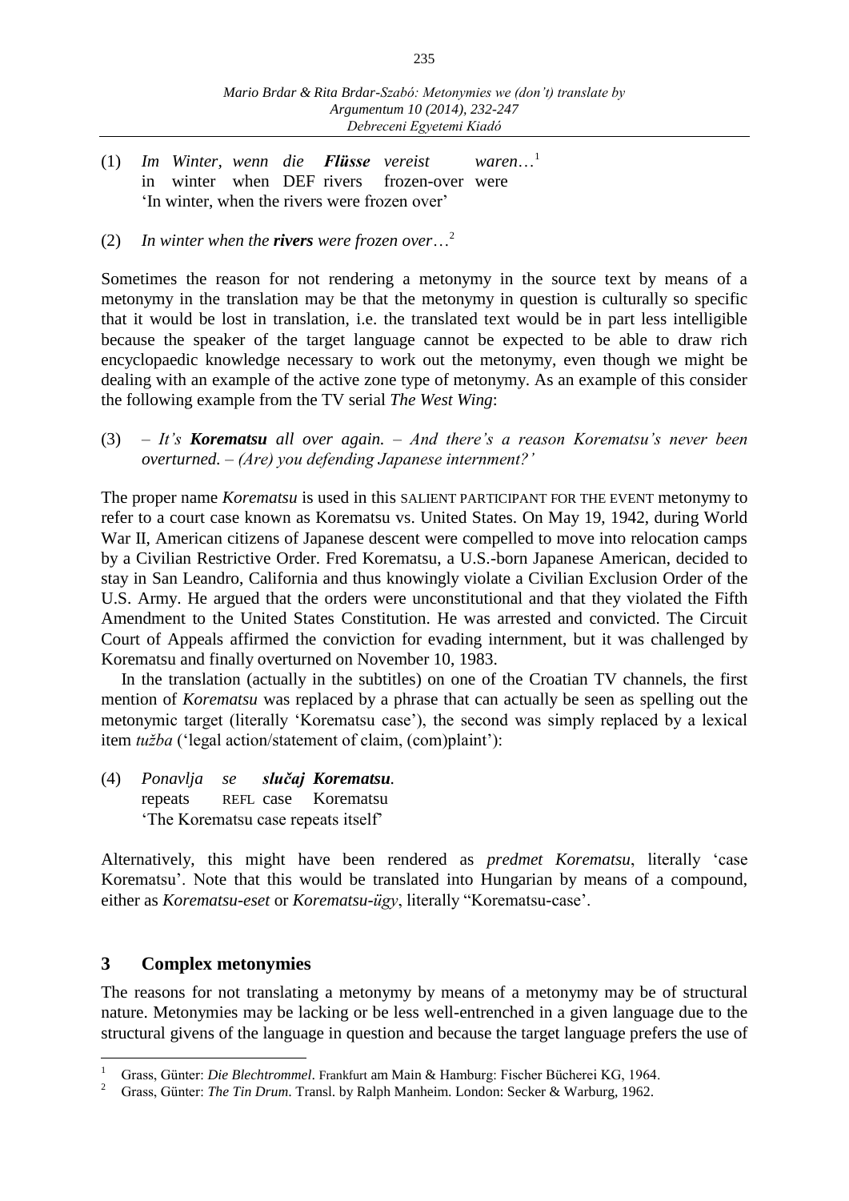(1) *Im Winter, wenn die* ***Flüsse*** *vereist waren*…[1]
in winter when DEF rivers frozen-over were
'In winter, when the rivers were frozen over'

(2) *In winter when the* ***rivers*** *were frozen over*…[2]

Sometimes the reason for not rendering a metonymy in the source text by means of a metonymy in the translation may be that the metonymy in question is culturally so specific that it would be lost in translation, i.e. the translated text would be in part less intelligible because the speaker of the target language cannot be expected to be able to draw rich encyclopaedic knowledge necessary to work out the metonymy, even though we might be dealing with an example of the active zone type of metonymy. As an example of this consider the following example from the TV serial *The West Wing*:

(3) – *It's* ***Korematsu*** *all over again. – And there's a reason Korematsu's never been overturned. – (Are) you defending Japanese internment?'*

The proper name *Korematsu* is used in this SALIENT PARTICIPANT FOR THE EVENT metonymy to refer to a court case known as Korematsu vs. United States. On May 19, 1942, during World War II, American citizens of Japanese descent were compelled to move into relocation camps by a Civilian Restrictive Order. Fred Korematsu, a U.S.-born Japanese American, decided to stay in San Leandro, California and thus knowingly violate a Civilian Exclusion Order of the U.S. Army. He argued that the orders were unconstitutional and that they violated the Fifth Amendment to the United States Constitution. He was arrested and convicted. The Circuit Court of Appeals affirmed the conviction for evading internment, but it was challenged by Korematsu and finally overturned on November 10, 1983.

In the translation (actually in the subtitles) on one of the Croatian TV channels, the first mention of *Korematsu* was replaced by a phrase that can actually be seen as spelling out the metonymic target (literally 'Korematsu case'), the second was simply replaced by a lexical item *tužba* ('legal action/statement of claim, (com)plaint'):

(4) *Ponavlja se* ***slučaj Korematsu****.*
repeats REFL case Korematsu
'The Korematsu case repeats itself'

Alternatively, this might have been rendered as *predmet Korematsu*, literally 'case Korematsu'. Note that this would be translated into Hungarian by means of a compound, either as *Korematsu-eset* or *Korematsu-ügy*, literally "Korematsu-case'.

## 3 Complex metonymies

The reasons for not translating a metonymy by means of a metonymy may be of structural nature. Metonymies may be lacking or be less well-entrenched in a given language due to the structural givens of the language in question and because the target language prefers the use of

---

[1] Grass, Günter: *Die Blechtrommel*. Frankfurt am Main & Hamburg: Fischer Bücherei KG, 1964.

[2] Grass, Günter: *The Tin Drum*. Transl. by Ralph Manheim. London: Secker & Warburg, 1962.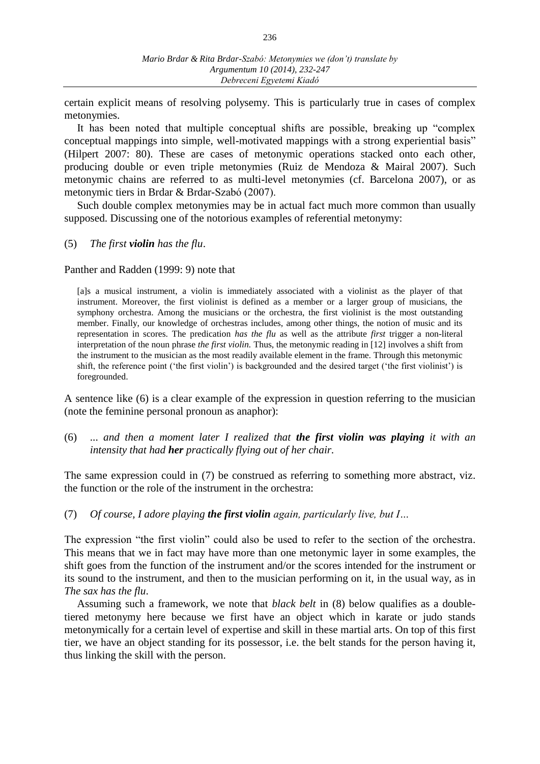certain explicit means of resolving polysemy. This is particularly true in cases of complex metonymies.

It has been noted that multiple conceptual shifts are possible, breaking up "complex conceptual mappings into simple, well-motivated mappings with a strong experiential basis" (Hilpert 2007: 80). These are cases of metonymic operations stacked onto each other, producing double or even triple metonymies (Ruiz de Mendoza & Mairal 2007). Such metonymic chains are referred to as multi-level metonymies (cf. Barcelona 2007), or as metonymic tiers in Brdar & Brdar-Szabó (2007).

Such double complex metonymies may be in actual fact much more common than usually supposed. Discussing one of the notorious examples of referential metonymy:

(5) *The first **violin** has the flu*.

Panther and Radden (1999: 9) note that

> [a]s a musical instrument, a violin is immediately associated with a violinist as the player of that instrument. Moreover, the first violinist is defined as a member or a larger group of musicians, the symphony orchestra. Among the musicians or the orchestra, the first violinist is the most outstanding member. Finally, our knowledge of orchestras includes, among other things, the notion of music and its representation in scores. The predication *has the flu* as well as the attribute *first* trigger a non-literal interpretation of the noun phrase *the first violin*. Thus, the metonymic reading in [12] involves a shift from the instrument to the musician as the most readily available element in the frame. Through this metonymic shift, the reference point ('the first violin') is backgrounded and the desired target ('the first violinist') is foregrounded.

A sentence like (6) is a clear example of the expression in question referring to the musician (note the feminine personal pronoun as anaphor):

(6) *... and then a moment later I realized that **the first violin was playing** it with an intensity that had **her** practically flying out of her chair.*

The same expression could in (7) be construed as referring to something more abstract, viz. the function or the role of the instrument in the orchestra:

(7) *Of course, I adore playing **the first violin** again, particularly live, but I…*

The expression "the first violin" could also be used to refer to the section of the orchestra. This means that we in fact may have more than one metonymic layer in some examples, the shift goes from the function of the instrument and/or the scores intended for the instrument or its sound to the instrument, and then to the musician performing on it, in the usual way, as in *The sax has the flu*.

Assuming such a framework, we note that *black belt* in (8) below qualifies as a double-tiered metonymy here because we first have an object which in karate or judo stands metonymically for a certain level of expertise and skill in these martial arts. On top of this first tier, we have an object standing for its possessor, i.e. the belt stands for the person having it, thus linking the skill with the person.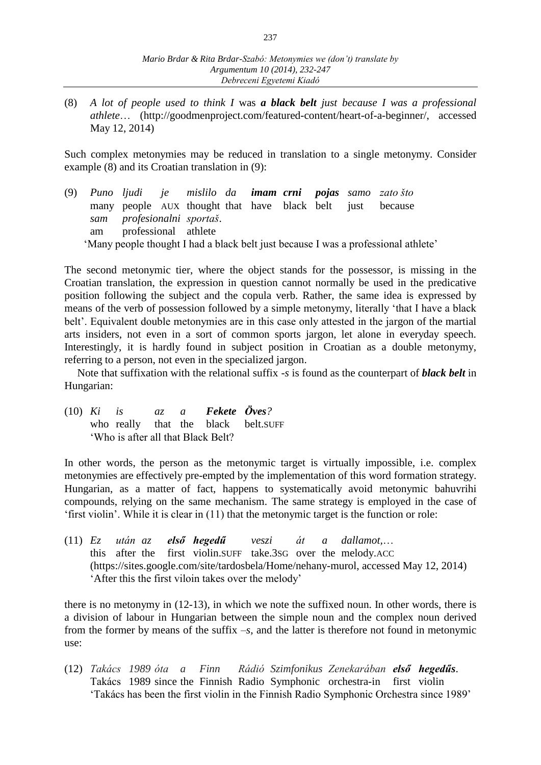(8) *A lot of people used to think I* was ***a black belt*** *just because I was a professional athlete*… (http://goodmenproject.com/featured-content/heart-of-a-beginner/, accessed May 12, 2014)

Such complex metonymies may be reduced in translation to a single metonymy. Consider example (8) and its Croatian translation in (9):

(9) *Puno ljudi je mislilo da* ***imam crni pojas*** *samo zato što*
many people AUX thought that have black belt just because
*sam profesionalni sportaš*.
am professional athlete
'Many people thought I had a black belt just because I was a professional athlete'

The second metonymic tier, where the object stands for the possessor, is missing in the Croatian translation, the expression in question cannot normally be used in the predicative position following the subject and the copula verb. Rather, the same idea is expressed by means of the verb of possession followed by a simple metonymy, literally 'that I have a black belt'. Equivalent double metonymies are in this case only attested in the jargon of the martial arts insiders, not even in a sort of common sports jargon, let alone in everyday speech. Interestingly, it is hardly found in subject position in Croatian as a double metonymy, referring to a person, not even in the specialized jargon.

Note that suffixation with the relational suffix *-s* is found as the counterpart of ***black belt*** in Hungarian:

(10) *Ki is az a* ***Fekete Öves****?*
who really that the black belt.SUFF
'Who is after all that Black Belt?

In other words, the person as the metonymic target is virtually impossible, i.e. complex metonymies are effectively pre-empted by the implementation of this word formation strategy. Hungarian, as a matter of fact, happens to systematically avoid metonymic bahuvrihi compounds, relying on the same mechanism. The same strategy is employed in the case of 'first violin'. While it is clear in (11) that the metonymic target is the function or role:

(11) *Ez után az* ***első hegedű*** *veszi át a dallamot,*…
this after the first violin.SUFF take.3SG over the melody.ACC
(https://sites.google.com/site/tardosbela/Home/nehany-murol, accessed May 12, 2014)
'After this the first viloin takes over the melody'

there is no metonymy in (12-13), in which we note the suffixed noun. In other words, there is a division of labour in Hungarian between the simple noun and the complex noun derived from the former by means of the suffix *–s*, and the latter is therefore not found in metonymic use:

(12) *Takács 1989 óta a Finn Rádió Szimfonikus Zenekarában* ***első hegedűs****.*
Takács 1989 since the Finnish Radio Symphonic orchestra-in first violin
'Takács has been the first violin in the Finnish Radio Symphonic Orchestra since 1989'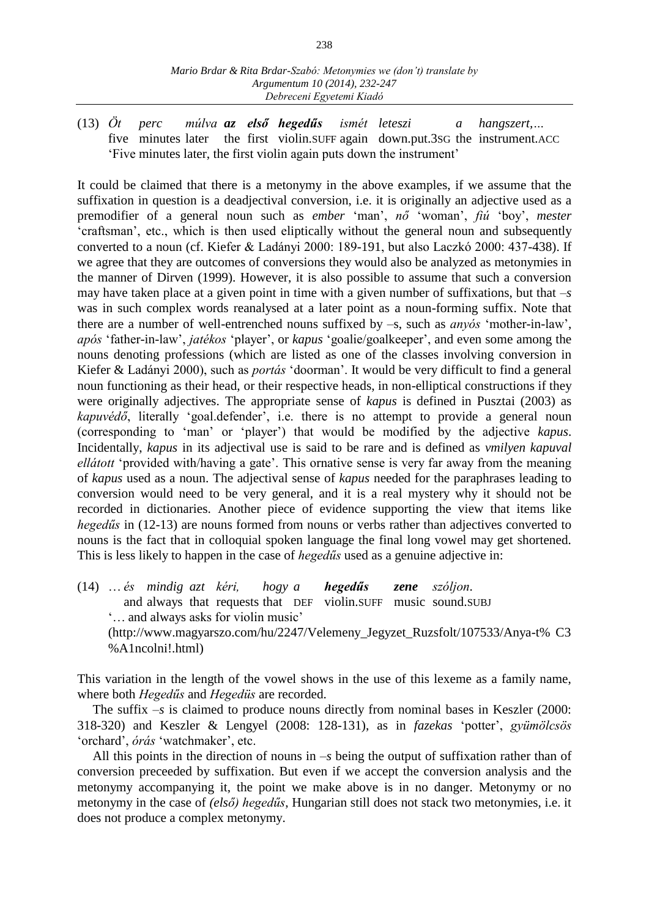(13) *Öt perc múlva* ***az első hegedűs*** *ismét leteszi a hangszert,…*
five minutes later the first violin.SUFF again down.put.3SG the instrument.ACC
'Five minutes later, the first violin again puts down the instrument'

It could be claimed that there is a metonymy in the above examples, if we assume that the suffixation in question is a deadjectival conversion, i.e. it is originally an adjective used as a premodifier of a general noun such as *ember* 'man', *nő* 'woman', *fiú* 'boy', *mester* 'craftsman', etc., which is then used eliptically without the general noun and subsequently converted to a noun (cf. Kiefer & Ladányi 2000: 189-191, but also Laczkó 2000: 437-438). If we agree that they are outcomes of conversions they would also be analyzed as metonymies in the manner of Dirven (1999). However, it is also possible to assume that such a conversion may have taken place at a given point in time with a given number of suffixations, but that *–s* was in such complex words reanalysed at a later point as a noun-forming suffix. Note that there are a number of well-entrenched nouns suffixed by –s, such as *anyós* 'mother-in-law', *após* 'father-in-law', *játékos* 'player', or *kapus* 'goalie/goalkeeper', and even some among the nouns denoting professions (which are listed as one of the classes involving conversion in Kiefer & Ladányi 2000), such as *portás* 'doorman'. It would be very difficult to find a general noun functioning as their head, or their respective heads, in non-elliptical constructions if they were originally adjectives. The appropriate sense of *kapus* is defined in Pusztai (2003) as *kapuvédő*, literally 'goal.defender', i.e. there is no attempt to provide a general noun (corresponding to 'man' or 'player') that would be modified by the adjective *kapus*. Incidentally, *kapus* in its adjectival use is said to be rare and is defined as *vmilyen kapuval ellátott* 'provided with/having a gate'. This ornative sense is very far away from the meaning of *kapus* used as a noun. The adjectival sense of *kapus* needed for the paraphrases leading to conversion would need to be very general, and it is a real mystery why it should not be recorded in dictionaries. Another piece of evidence supporting the view that items like *hegedűs* in (12-13) are nouns formed from nouns or verbs rather than adjectives converted to nouns is the fact that in colloquial spoken language the final long vowel may get shortened. This is less likely to happen in the case of *hegedűs* used as a genuine adjective in:

(14) *… és mindig azt kéri, hogy a* ***hegedűs zene*** *szóljon.*
and always that requests that DEF violin.SUFF music sound.SUBJ
'… and always asks for violin music'
(http://www.magyarszo.com/hu/2247/Velemeny_Jegyzet_Ruzsfolt/107533/Anya-t% C3 %A1ncolni!.html)

This variation in the length of the vowel shows in the use of this lexeme as a family name, where both *Hegedűs* and *Hegedüs* are recorded.

The suffix *–s* is claimed to produce nouns directly from nominal bases in Keszler (2000: 318-320) and Keszler & Lengyel (2008: 128-131), as in *fazekas* 'potter', *gyümölcsös* 'orchard', *órás* 'watchmaker', etc.

All this points in the direction of nouns in *–s* being the output of suffixation rather than of conversion preceeded by suffixation. But even if we accept the conversion analysis and the metonymy accompanying it, the point we make above is in no danger. Metonymy or no metonymy in the case of *(első) hegedűs*, Hungarian still does not stack two metonymies, i.e. it does not produce a complex metonymy.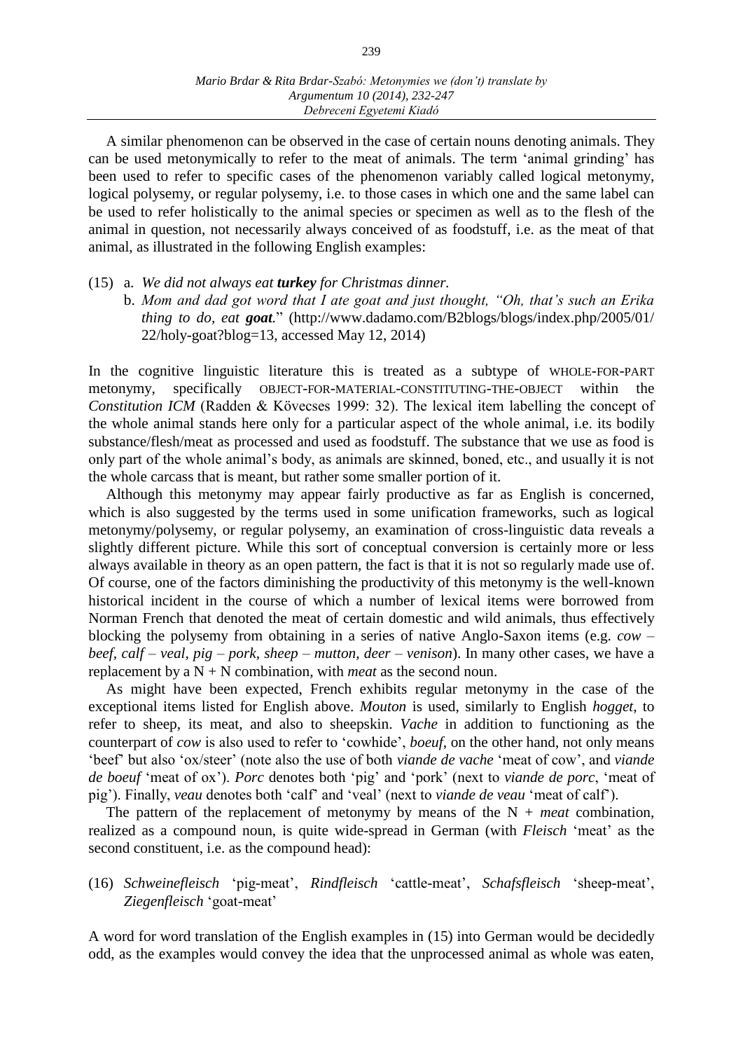A similar phenomenon can be observed in the case of certain nouns denoting animals. They can be used metonymically to refer to the meat of animals. The term 'animal grinding' has been used to refer to specific cases of the phenomenon variably called logical metonymy, logical polysemy, or regular polysemy, i.e. to those cases in which one and the same label can be used to refer holistically to the animal species or specimen as well as to the flesh of the animal in question, not necessarily always conceived of as foodstuff, i.e. as the meat of that animal, as illustrated in the following English examples:

(15) a. *We did not always eat **turkey** for Christmas dinner.*
b. *Mom and dad got word that I ate goat and just thought, "Oh, that's such an Erika thing to do, eat **goat**.*" (http://www.dadamo.com/B2blogs/blogs/index.php/2005/01/22/holy-goat?blog=13, accessed May 12, 2014)

In the cognitive linguistic literature this is treated as a subtype of WHOLE-FOR-PART metonymy, specifically OBJECT-FOR-MATERIAL-CONSTITUTING-THE-OBJECT within the *Constitution ICM* (Radden & Kövecses 1999: 32). The lexical item labelling the concept of the whole animal stands here only for a particular aspect of the whole animal, i.e. its bodily substance/flesh/meat as processed and used as foodstuff. The substance that we use as food is only part of the whole animal's body, as animals are skinned, boned, etc., and usually it is not the whole carcass that is meant, but rather some smaller portion of it.

Although this metonymy may appear fairly productive as far as English is concerned, which is also suggested by the terms used in some unification frameworks, such as logical metonymy/polysemy, or regular polysemy, an examination of cross-linguistic data reveals a slightly different picture. While this sort of conceptual conversion is certainly more or less always available in theory as an open pattern, the fact is that it is not so regularly made use of. Of course, one of the factors diminishing the productivity of this metonymy is the well-known historical incident in the course of which a number of lexical items were borrowed from Norman French that denoted the meat of certain domestic and wild animals, thus effectively blocking the polysemy from obtaining in a series of native Anglo-Saxon items (e.g. *cow* – *beef*, *calf* – *veal*, *pig* – *pork*, *sheep* – *mutton*, *deer* – *venison*). In many other cases, we have a replacement by a N + N combination, with *meat* as the second noun.

As might have been expected, French exhibits regular metonymy in the case of the exceptional items listed for English above. *Mouton* is used, similarly to English *hogget*, to refer to sheep, its meat, and also to sheepskin. *Vache* in addition to functioning as the counterpart of *cow* is also used to refer to 'cowhide', *boeuf*, on the other hand, not only means 'beef' but also 'ox/steer' (note also the use of both *viande de vache* 'meat of cow', and *viande de boeuf* 'meat of ox'). *Porc* denotes both 'pig' and 'pork' (next to *viande de porc*, 'meat of pig'). Finally, *veau* denotes both 'calf' and 'veal' (next to *viande de veau* 'meat of calf').

The pattern of the replacement of metonymy by means of the N + *meat* combination, realized as a compound noun, is quite wide-spread in German (with *Fleisch* 'meat' as the second constituent, i.e. as the compound head):

(16) *Schweinefleisch* 'pig-meat', *Rindfleisch* 'cattle-meat', *Schafsfleisch* 'sheep-meat', *Ziegenfleisch* 'goat-meat'

A word for word translation of the English examples in (15) into German would be decidedly odd, as the examples would convey the idea that the unprocessed animal as whole was eaten,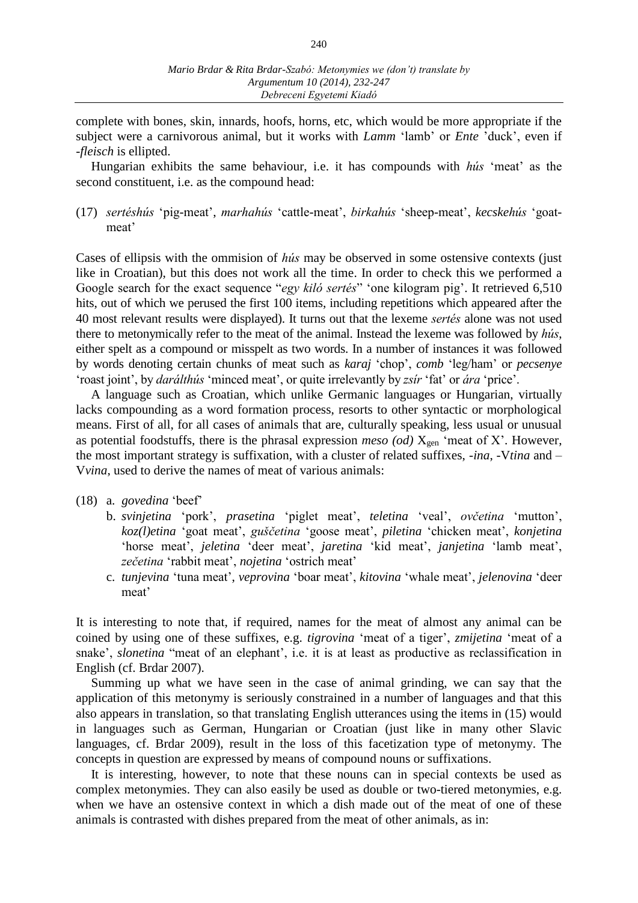complete with bones, skin, innards, hoofs, horns, etc, which would be more appropriate if the subject were a carnivorous animal, but it works with *Lamm* 'lamb' or *Ente* 'duck', even if *-fleisch* is ellipted.

Hungarian exhibits the same behaviour, i.e. it has compounds with *hús* 'meat' as the second constituent, i.e. as the compound head:

(17) *sertéshús* 'pig-meat', *marhahús* 'cattle-meat', *birkahús* 'sheep-meat', *kecskehús* 'goat-meat'

Cases of ellipsis with the ommision of *hús* may be observed in some ostensive contexts (just like in Croatian), but this does not work all the time. In order to check this we performed a Google search for the exact sequence "*egy kiló sertés*" 'one kilogram pig'. It retrieved 6,510 hits, out of which we perused the first 100 items, including repetitions which appeared after the 40 most relevant results were displayed). It turns out that the lexeme *sertés* alone was not used there to metonymically refer to the meat of the animal. Instead the lexeme was followed by *hús*, either spelt as a compound or misspelt as two words. In a number of instances it was followed by words denoting certain chunks of meat such as *karaj* 'chop', *comb* 'leg/ham' or *pecsenye* 'roast joint', by *darálthús* 'minced meat', or quite irrelevantly by *zsír* 'fat' or *ára* 'price'.

A language such as Croatian, which unlike Germanic languages or Hungarian, virtually lacks compounding as a word formation process, resorts to other syntactic or morphological means. First of all, for all cases of animals that are, culturally speaking, less usual or unusual as potential foodstuffs, there is the phrasal expression *meso (od)* $X_{gen}$ 'meat of X'. However, the most important strategy is suffixation, with a cluster of related suffixes, *-ina*, -V*tina* and –V*vina*, used to derive the names of meat of various animals:

(18) a. *govedina* 'beef'
b. *svinjetina* 'pork', *prasetina* 'piglet meat', *teletina* 'veal', *ovčetina* 'mutton', *koz(l)etina* 'goat meat', *guščetina* 'goose meat', *piletina* 'chicken meat', *konjetina* 'horse meat', *jeletina* 'deer meat', *jaretina* 'kid meat', *janjetina* 'lamb meat', *zečetina* 'rabbit meat', *nojetina* 'ostrich meat'
c. *tunjevina* 'tuna meat', *veprovina* 'boar meat', *kitovina* 'whale meat', *jelenovina* 'deer meat'

It is interesting to note that, if required, names for the meat of almost any animal can be coined by using one of these suffixes, e.g. *tigrovina* 'meat of a tiger', *zmijetina* 'meat of a snake', *slonetina* "meat of an elephant', i.e. it is at least as productive as reclassification in English (cf. Brdar 2007).

Summing up what we have seen in the case of animal grinding, we can say that the application of this metonymy is seriously constrained in a number of languages and that this also appears in translation, so that translating English utterances using the items in (15) would in languages such as German, Hungarian or Croatian (just like in many other Slavic languages, cf. Brdar 2009), result in the loss of this facetization type of metonymy. The concepts in question are expressed by means of compound nouns or suffixations.

It is interesting, however, to note that these nouns can in special contexts be used as complex metonymies. They can also easily be used as double or two-tiered metonymies, e.g. when we have an ostensive context in which a dish made out of the meat of one of these animals is contrasted with dishes prepared from the meat of other animals, as in: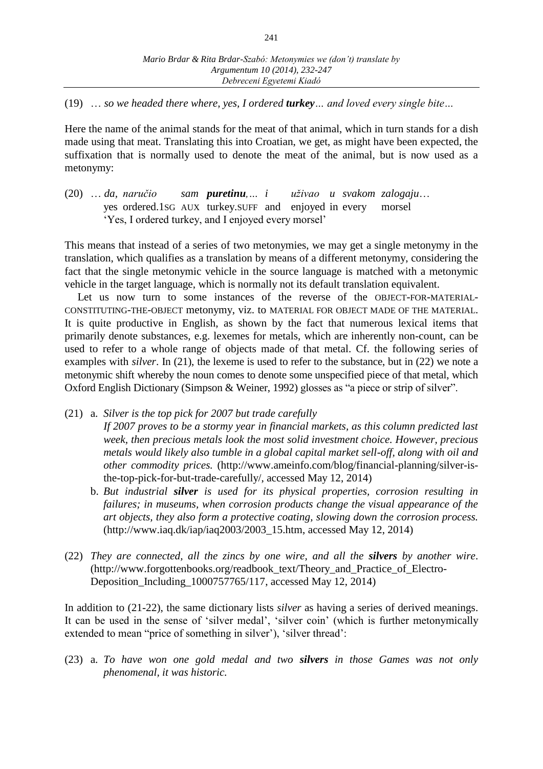(19) … *so we headed there where, yes, I ordered **turkey**… and loved every single bite…*

Here the name of the animal stands for the meat of that animal, which in turn stands for a dish made using that meat. Translating this into Croatian, we get, as might have been expected, the suffixation that is normally used to denote the meat of the animal, but is now used as a metonymy:

(20) … *da, naručio sam **puretinu**,… i uživao u svakom zalogaju*…
yes ordered.1SG AUX turkey.SUFF and enjoyed in every morsel
'Yes, I ordered turkey, and I enjoyed every morsel'

This means that instead of a series of two metonymies, we may get a single metonymy in the translation, which qualifies as a translation by means of a different metonymy, considering the fact that the single metonymic vehicle in the source language is matched with a metonymic vehicle in the target language, which is normally not its default translation equivalent.

Let us now turn to some instances of the reverse of the OBJECT-FOR-MATERIAL-CONSTITUTING-THE-OBJECT metonymy, viz. to MATERIAL FOR OBJECT MADE OF THE MATERIAL. It is quite productive in English, as shown by the fact that numerous lexical items that primarily denote substances, e.g. lexemes for metals, which are inherently non-count, can be used to refer to a whole range of objects made of that metal. Cf. the following series of examples with *silver*. In (21), the lexeme is used to refer to the substance, but in (22) we note a metonymic shift whereby the noun comes to denote some unspecified piece of that metal, which Oxford English Dictionary (Simpson & Weiner, 1992) glosses as "a piece or strip of silver".

(21) a. *Silver is the top pick for 2007 but trade carefully*
*If 2007 proves to be a stormy year in financial markets, as this column predicted last week, then precious metals look the most solid investment choice. However, precious metals would likely also tumble in a global capital market sell-off, along with oil and other commodity prices.* (http://www.ameinfo.com/blog/financial-planning/silver-is-the-top-pick-for-but-trade-carefully/, accessed May 12, 2014)

b. *But industrial **silver** is used for its physical properties, corrosion resulting in failures; in museums, when corrosion products change the visual appearance of the art objects, they also form a protective coating, slowing down the corrosion process.* (http://www.iaq.dk/iap/iaq2003/2003_15.htm, accessed May 12, 2014)

(22) *They are connected, all the zincs by one wire, and all the **silvers** by another wire*. (http://www.forgottenbooks.org/readbook_text/Theory_and_Practice_of_Electro-Deposition_Including_1000757765/117, accessed May 12, 2014)

In addition to (21-22), the same dictionary lists *silver* as having a series of derived meanings. It can be used in the sense of 'silver medal', 'silver coin' (which is further metonymically extended to mean "price of something in silver'), 'silver thread':

(23) a. *To have won one gold medal and two **silvers** in those Games was not only phenomenal, it was historic.*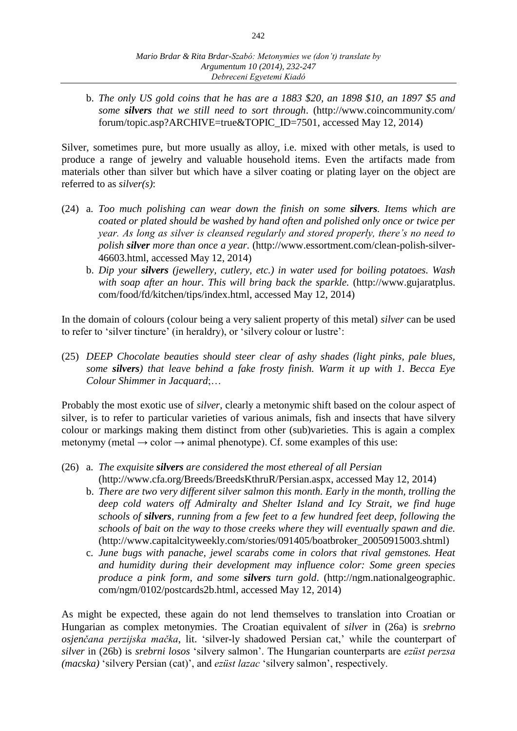b. *The only US gold coins that he has are a 1883 $20, an 1898 $10, an 1897 $5 and some **silvers** that we still need to sort through*. (http://www.coincommunity.com/forum/topic.asp?ARCHIVE=true&TOPIC_ID=7501, accessed May 12, 2014)

Silver, sometimes pure, but more usually as alloy, i.e. mixed with other metals, is used to produce a range of jewelry and valuable household items. Even the artifacts made from materials other than silver but which have a silver coating or plating layer on the object are referred to as *silver(s)*:

(24) a. *Too much polishing can wear down the finish on some **silvers**. Items which are coated or plated should be washed by hand often and polished only once or twice per year. As long as silver is cleansed regularly and stored properly, there's no need to polish **silver** more than once a year.* (http://www.essortment.com/clean-polish-silver-46603.html, accessed May 12, 2014)

b. *Dip your **silvers** (jewellery, cutlery, etc.) in water used for boiling potatoes. Wash with soap after an hour. This will bring back the sparkle.* (http://www.gujaratplus.com/food/fd/kitchen/tips/index.html, accessed May 12, 2014)

In the domain of colours (colour being a very salient property of this metal) *silver* can be used to refer to 'silver tincture' (in heraldry), or 'silvery colour or lustre':

(25) *DEEP Chocolate beauties should steer clear of ashy shades (light pinks, pale blues, some **silvers**) that leave behind a fake frosty finish. Warm it up with 1. Becca Eye Colour Shimmer in Jacquard*;…

Probably the most exotic use of *silver*, clearly a metonymic shift based on the colour aspect of silver, is to refer to particular varieties of various animals, fish and insects that have silvery colour or markings making them distinct from other (sub)varieties. This is again a complex metonymy (metal → color → animal phenotype). Cf. some examples of this use:

(26) a. *The exquisite **silvers** are considered the most ethereal of all Persian* (http://www.cfa.org/Breeds/BreedsKthruR/Persian.aspx, accessed May 12, 2014)

b. *There are two very different silver salmon this month. Early in the month, trolling the deep cold waters off Admiralty and Shelter Island and Icy Strait, we find huge schools of **silvers**, running from a few feet to a few hundred feet deep, following the schools of bait on the way to those creeks where they will eventually spawn and die.* (http://www.capitalcityweekly.com/stories/091405/boatbroker_20050915003.shtml)

c. *June bugs with panache, jewel scarabs come in colors that rival gemstones. Heat and humidity during their development may influence color: Some green species produce a pink form, and some **silvers** turn gold*. (http://ngm.nationalgeographic.com/ngm/0102/postcards2b.html, accessed May 12, 2014)

As might be expected, these again do not lend themselves to translation into Croatian or Hungarian as complex metonymies. The Croatian equivalent of *silver* in (26a) is *srebrno osjenčana perzijska mačka*, lit. 'silver-ly shadowed Persian cat,' while the counterpart of *silver* in (26b) is *srebrni losos* 'silvery salmon'. The Hungarian counterparts are *ezüst perzsa (macska)* 'silvery Persian (cat)', and *ezüst lazac* 'silvery salmon', respectively.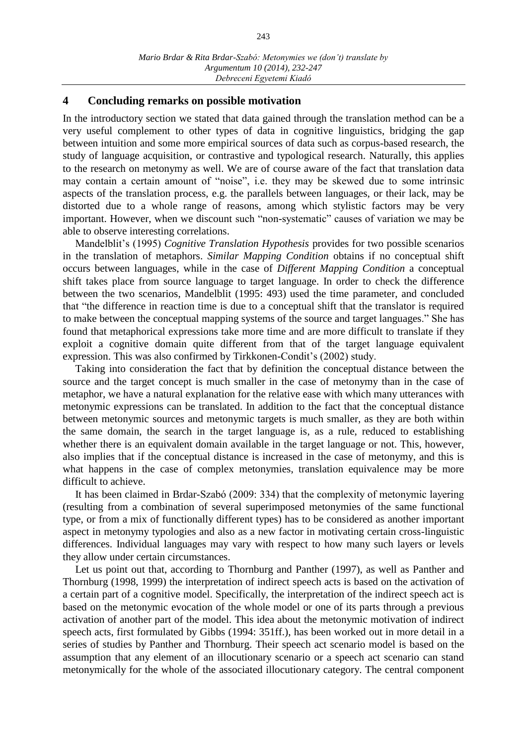## 4 Concluding remarks on possible motivation

In the introductory section we stated that data gained through the translation method can be a very useful complement to other types of data in cognitive linguistics, bridging the gap between intuition and some more empirical sources of data such as corpus-based research, the study of language acquisition, or contrastive and typological research. Naturally, this applies to the research on metonymy as well. We are of course aware of the fact that translation data may contain a certain amount of "noise", i.e. they may be skewed due to some intrinsic aspects of the translation process, e.g. the parallels between languages, or their lack, may be distorted due to a whole range of reasons, among which stylistic factors may be very important. However, when we discount such "non-systematic" causes of variation we may be able to observe interesting correlations.

Mandelblit's (1995) *Cognitive Translation Hypothesis* provides for two possible scenarios in the translation of metaphors. *Similar Mapping Condition* obtains if no conceptual shift occurs between languages, while in the case of *Different Mapping Condition* a conceptual shift takes place from source language to target language. In order to check the difference between the two scenarios, Mandelblit (1995: 493) used the time parameter, and concluded that "the difference in reaction time is due to a conceptual shift that the translator is required to make between the conceptual mapping systems of the source and target languages." She has found that metaphorical expressions take more time and are more difficult to translate if they exploit a cognitive domain quite different from that of the target language equivalent expression. This was also confirmed by Tirkkonen-Condit's (2002) study.

Taking into consideration the fact that by definition the conceptual distance between the source and the target concept is much smaller in the case of metonymy than in the case of metaphor, we have a natural explanation for the relative ease with which many utterances with metonymic expressions can be translated. In addition to the fact that the conceptual distance between metonymic sources and metonymic targets is much smaller, as they are both within the same domain, the search in the target language is, as a rule, reduced to establishing whether there is an equivalent domain available in the target language or not. This, however, also implies that if the conceptual distance is increased in the case of metonymy, and this is what happens in the case of complex metonymies, translation equivalence may be more difficult to achieve.

It has been claimed in Brdar-Szabó (2009: 334) that the complexity of metonymic layering (resulting from a combination of several superimposed metonymies of the same functional type, or from a mix of functionally different types) has to be considered as another important aspect in metonymy typologies and also as a new factor in motivating certain cross-linguistic differences. Individual languages may vary with respect to how many such layers or levels they allow under certain circumstances.

Let us point out that, according to Thornburg and Panther (1997), as well as Panther and Thornburg (1998, 1999) the interpretation of indirect speech acts is based on the activation of a certain part of a cognitive model. Specifically, the interpretation of the indirect speech act is based on the metonymic evocation of the whole model or one of its parts through a previous activation of another part of the model. This idea about the metonymic motivation of indirect speech acts, first formulated by Gibbs (1994: 351ff.), has been worked out in more detail in a series of studies by Panther and Thornburg. Their speech act scenario model is based on the assumption that any element of an illocutionary scenario or a speech act scenario can stand metonymically for the whole of the associated illocutionary category. The central component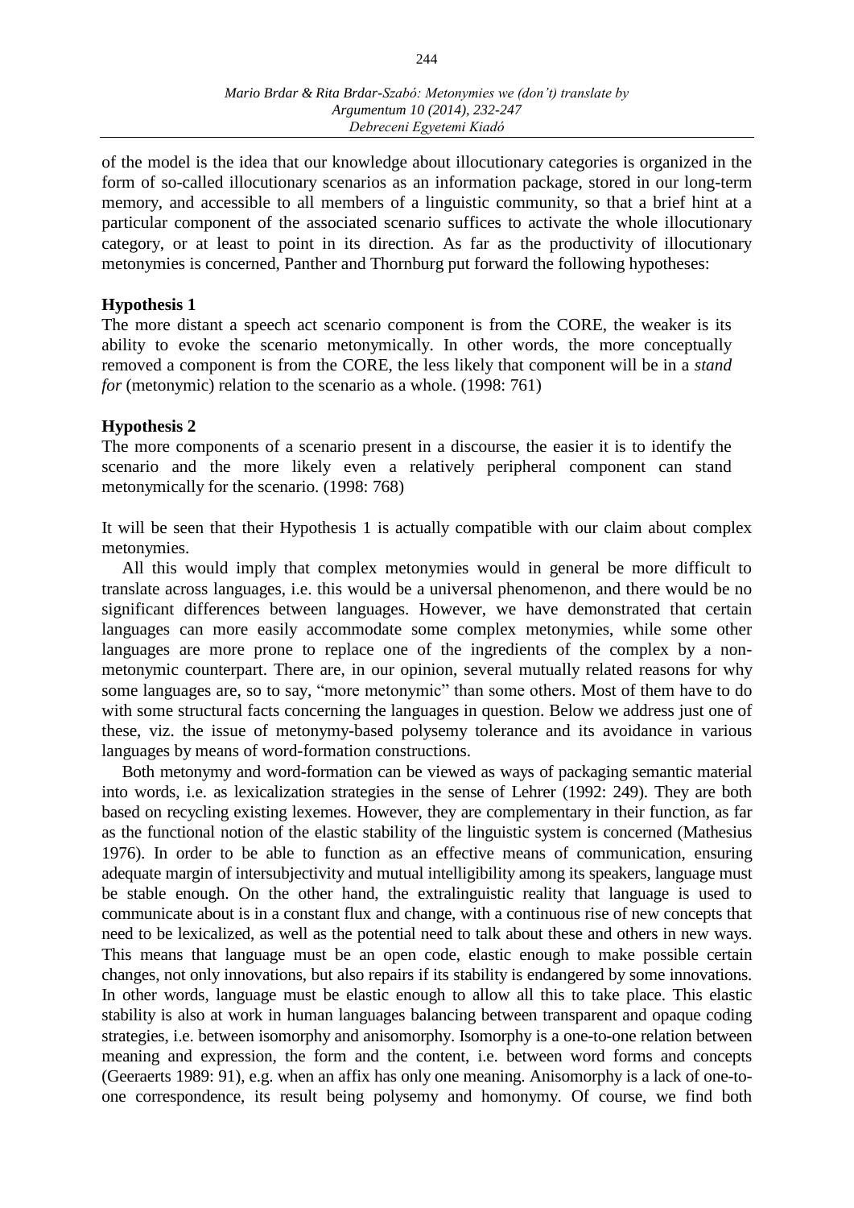of the model is the idea that our knowledge about illocutionary categories is organized in the form of so-called illocutionary scenarios as an information package, stored in our long-term memory, and accessible to all members of a linguistic community, so that a brief hint at a particular component of the associated scenario suffices to activate the whole illocutionary category, or at least to point in its direction. As far as the productivity of illocutionary metonymies is concerned, Panther and Thornburg put forward the following hypotheses:

**Hypothesis 1**

The more distant a speech act scenario component is from the CORE, the weaker is its ability to evoke the scenario metonymically. In other words, the more conceptually removed a component is from the CORE, the less likely that component will be in a *stand for* (metonymic) relation to the scenario as a whole. (1998: 761)

**Hypothesis 2**

The more components of a scenario present in a discourse, the easier it is to identify the scenario and the more likely even a relatively peripheral component can stand metonymically for the scenario. (1998: 768)

It will be seen that their Hypothesis 1 is actually compatible with our claim about complex metonymies.

All this would imply that complex metonymies would in general be more difficult to translate across languages, i.e. this would be a universal phenomenon, and there would be no significant differences between languages. However, we have demonstrated that certain languages can more easily accommodate some complex metonymies, while some other languages are more prone to replace one of the ingredients of the complex by a non-metonymic counterpart. There are, in our opinion, several mutually related reasons for why some languages are, so to say, "more metonymic" than some others. Most of them have to do with some structural facts concerning the languages in question. Below we address just one of these, viz. the issue of metonymy-based polysemy tolerance and its avoidance in various languages by means of word-formation constructions.

Both metonymy and word-formation can be viewed as ways of packaging semantic material into words, i.e. as lexicalization strategies in the sense of Lehrer (1992: 249). They are both based on recycling existing lexemes. However, they are complementary in their function, as far as the functional notion of the elastic stability of the linguistic system is concerned (Mathesius 1976). In order to be able to function as an effective means of communication, ensuring adequate margin of intersubjectivity and mutual intelligibility among its speakers, language must be stable enough. On the other hand, the extralinguistic reality that language is used to communicate about is in a constant flux and change, with a continuous rise of new concepts that need to be lexicalized, as well as the potential need to talk about these and others in new ways. This means that language must be an open code, elastic enough to make possible certain changes, not only innovations, but also repairs if its stability is endangered by some innovations. In other words, language must be elastic enough to allow all this to take place. This elastic stability is also at work in human languages balancing between transparent and opaque coding strategies, i.e. between isomorphy and anisomorphy. Isomorphy is a one-to-one relation between meaning and expression, the form and the content, i.e. between word forms and concepts (Geeraerts 1989: 91), e.g. when an affix has only one meaning. Anisomorphy is a lack of one-to-one correspondence, its result being polysemy and homonymy. Of course, we find both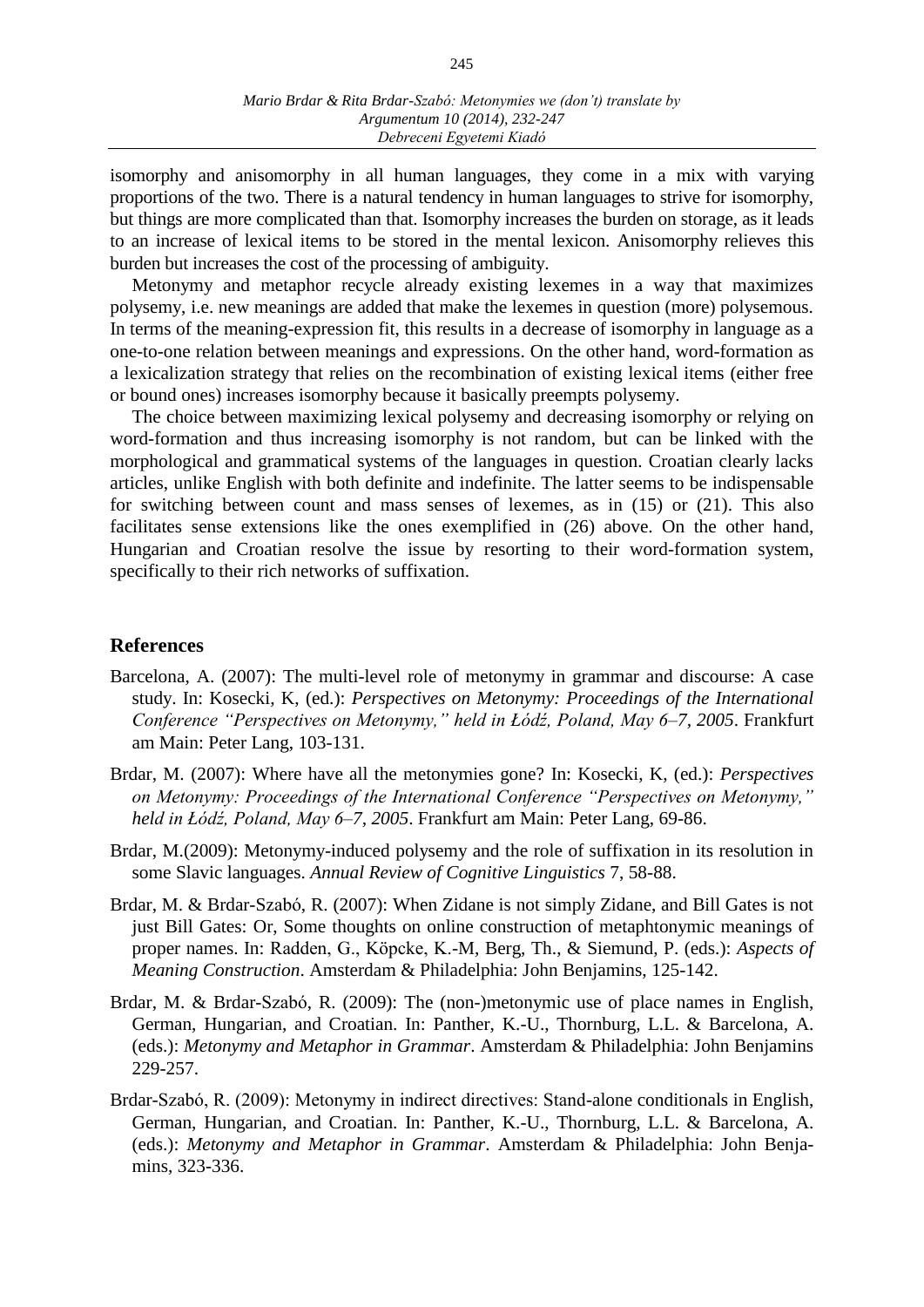isomorphy and anisomorphy in all human languages, they come in a mix with varying proportions of the two. There is a natural tendency in human languages to strive for isomorphy, but things are more complicated than that. Isomorphy increases the burden on storage, as it leads to an increase of lexical items to be stored in the mental lexicon. Anisomorphy relieves this burden but increases the cost of the processing of ambiguity.

Metonymy and metaphor recycle already existing lexemes in a way that maximizes polysemy, i.e. new meanings are added that make the lexemes in question (more) polysemous. In terms of the meaning-expression fit, this results in a decrease of isomorphy in language as a one-to-one relation between meanings and expressions. On the other hand, word-formation as a lexicalization strategy that relies on the recombination of existing lexical items (either free or bound ones) increases isomorphy because it basically preempts polysemy.

The choice between maximizing lexical polysemy and decreasing isomorphy or relying on word-formation and thus increasing isomorphy is not random, but can be linked with the morphological and grammatical systems of the languages in question. Croatian clearly lacks articles, unlike English with both definite and indefinite. The latter seems to be indispensable for switching between count and mass senses of lexemes, as in (15) or (21). This also facilitates sense extensions like the ones exemplified in (26) above. On the other hand, Hungarian and Croatian resolve the issue by resorting to their word-formation system, specifically to their rich networks of suffixation.

## References

Barcelona, A. (2007): The multi-level role of metonymy in grammar and discourse: A case study. In: Kosecki, K, (ed.): *Perspectives on Metonymy: Proceedings of the International Conference "Perspectives on Metonymy," held in Łódź, Poland, May 6–7, 2005*. Frankfurt am Main: Peter Lang, 103-131.

Brdar, M. (2007): Where have all the metonymies gone? In: Kosecki, K, (ed.): *Perspectives on Metonymy: Proceedings of the International Conference "Perspectives on Metonymy," held in Łódź, Poland, May 6–7, 2005*. Frankfurt am Main: Peter Lang, 69-86.

Brdar, M.(2009): Metonymy-induced polysemy and the role of suffixation in its resolution in some Slavic languages. *Annual Review of Cognitive Linguistics* 7, 58-88.

Brdar, M. & Brdar-Szabó, R. (2007): When Zidane is not simply Zidane, and Bill Gates is not just Bill Gates: Or, Some thoughts on online construction of metaphtonymic meanings of proper names. In: Radden, G., Köpcke, K.-M, Berg, Th., & Siemund, P. (eds.): *Aspects of Meaning Construction*. Amsterdam & Philadelphia: John Benjamins, 125-142.

Brdar, M. & Brdar-Szabó, R. (2009): The (non-)metonymic use of place names in English, German, Hungarian, and Croatian. In: Panther, K.-U., Thornburg, L.L. & Barcelona, A. (eds.): *Metonymy and Metaphor in Grammar*. Amsterdam & Philadelphia: John Benjamins 229-257.

Brdar-Szabó, R. (2009): Metonymy in indirect directives: Stand-alone conditionals in English, German, Hungarian, and Croatian. In: Panther, K.-U., Thornburg, L.L. & Barcelona, A. (eds.): *Metonymy and Metaphor in Grammar*. Amsterdam & Philadelphia: John Benjamins, 323-336.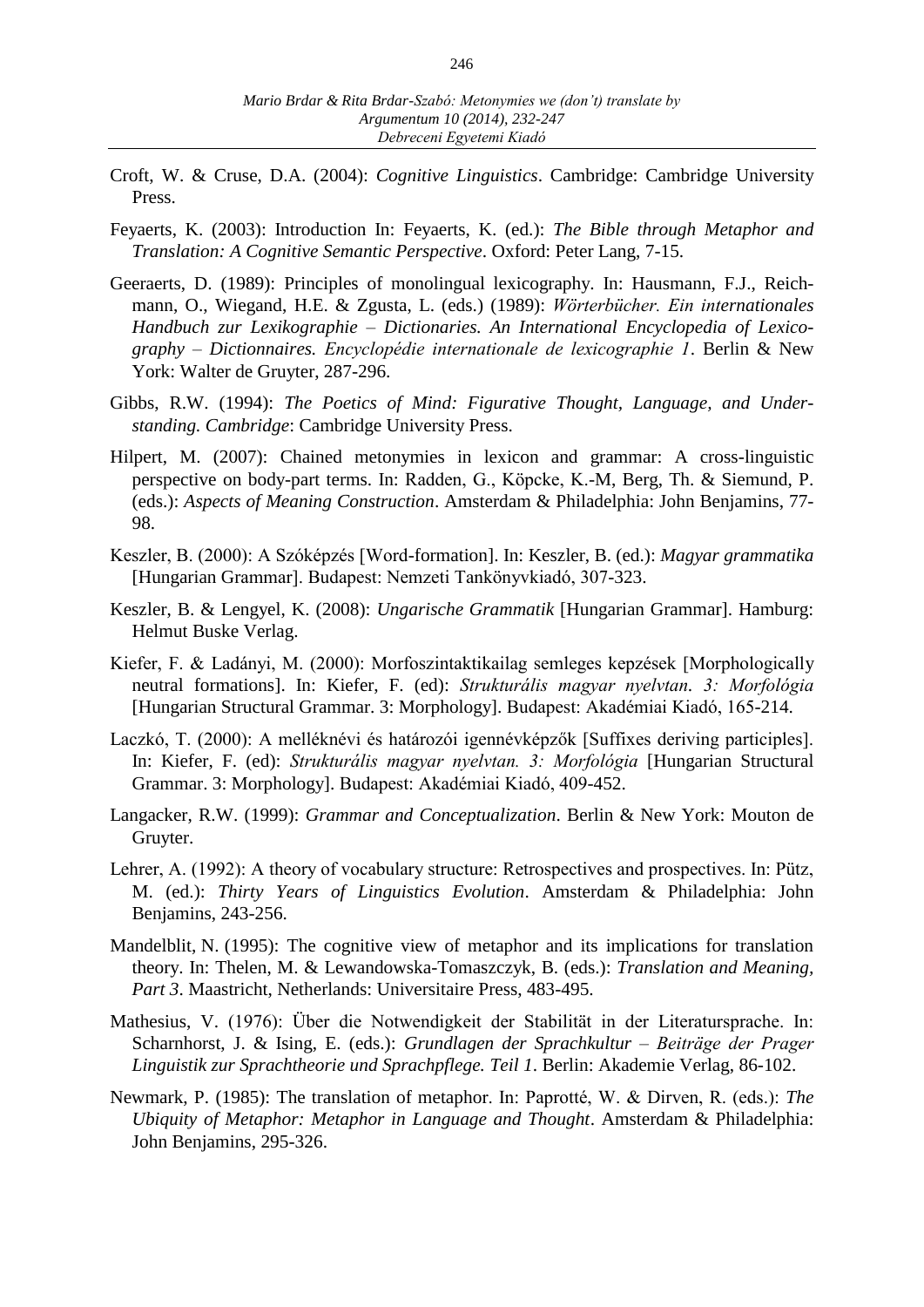Croft, W. & Cruse, D.A. (2004): *Cognitive Linguistics*. Cambridge: Cambridge University Press.

Feyaerts, K. (2003): Introduction In: Feyaerts, K. (ed.): *The Bible through Metaphor and Translation: A Cognitive Semantic Perspective*. Oxford: Peter Lang, 7-15.

Geeraerts, D. (1989): Principles of monolingual lexicography. In: Hausmann, F.J., Reichmann, O., Wiegand, H.E. & Zgusta, L. (eds.) (1989): *Wörterbücher. Ein internationales Handbuch zur Lexikographie – Dictionaries. An International Encyclopedia of Lexicography – Dictionnaires. Encyclopédie internationale de lexicographie 1*. Berlin & New York: Walter de Gruyter, 287-296.

Gibbs, R.W. (1994): *The Poetics of Mind: Figurative Thought, Language, and Understanding. Cambridge*: Cambridge University Press.

Hilpert, M. (2007): Chained metonymies in lexicon and grammar: A cross-linguistic perspective on body-part terms. In: Radden, G., Köpcke, K.-M, Berg, Th. & Siemund, P. (eds.): *Aspects of Meaning Construction*. Amsterdam & Philadelphia: John Benjamins, 77-98.

Keszler, B. (2000): A Szóképzés [Word-formation]. In: Keszler, B. (ed.): *Magyar grammatika* [Hungarian Grammar]. Budapest: Nemzeti Tankönyvkiadó, 307-323.

Keszler, B. & Lengyel, K. (2008): *Ungarische Grammatik* [Hungarian Grammar]. Hamburg: Helmut Buske Verlag.

Kiefer, F. & Ladányi, M. (2000): Morfoszintaktikailag semleges kepzések [Morphologically neutral formations]. In: Kiefer, F. (ed): *Strukturális magyar nyelvtan. 3: Morfológia* [Hungarian Structural Grammar. 3: Morphology]. Budapest: Akadémiai Kiadó, 165-214.

Laczkó, T. (2000): A melléknévi és határozói igennévképzők [Suffixes deriving participles]. In: Kiefer, F. (ed): *Strukturális magyar nyelvtan. 3: Morfológia* [Hungarian Structural Grammar. 3: Morphology]. Budapest: Akadémiai Kiadó, 409-452.

Langacker, R.W. (1999): *Grammar and Conceptualization*. Berlin & New York: Mouton de Gruyter.

Lehrer, A. (1992): A theory of vocabulary structure: Retrospectives and prospectives. In: Pütz, M. (ed.): *Thirty Years of Linguistics Evolution*. Amsterdam & Philadelphia: John Benjamins, 243-256.

Mandelblit, N. (1995): The cognitive view of metaphor and its implications for translation theory. In: Thelen, M. & Lewandowska-Tomaszczyk, B. (eds.): *Translation and Meaning, Part 3*. Maastricht, Netherlands: Universitaire Press, 483-495.

Mathesius, V. (1976): Über die Notwendigkeit der Stabilität in der Literatursprache. In: Scharnhorst, J. & Ising, E. (eds.): *Grundlagen der Sprachkultur – Beiträge der Prager Linguistik zur Sprachtheorie und Sprachpflege. Teil 1*. Berlin: Akademie Verlag, 86-102.

Newmark, P. (1985): The translation of metaphor. In: Paprotté, W. & Dirven, R. (eds.): *The Ubiquity of Metaphor: Metaphor in Language and Thought*. Amsterdam & Philadelphia: John Benjamins, 295-326.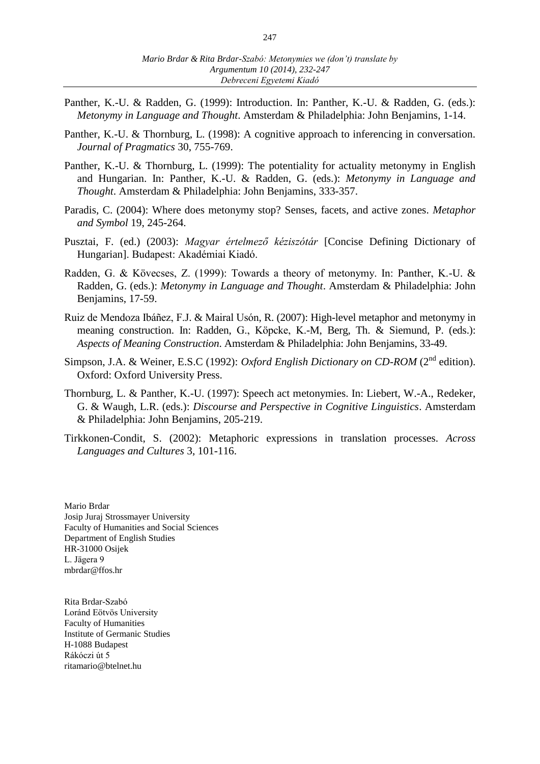Panther, K.-U. & Radden, G. (1999): Introduction. In: Panther, K.-U. & Radden, G. (eds.): *Metonymy in Language and Thought*. Amsterdam & Philadelphia: John Benjamins, 1-14.

Panther, K.-U. & Thornburg, L. (1998): A cognitive approach to inferencing in conversation. *Journal of Pragmatics* 30, 755-769.

Panther, K.-U. & Thornburg, L. (1999): The potentiality for actuality metonymy in English and Hungarian. In: Panther, K.-U. & Radden, G. (eds.): *Metonymy in Language and Thought*. Amsterdam & Philadelphia: John Benjamins, 333-357.

Paradis, C. (2004): Where does metonymy stop? Senses, facets, and active zones. *Metaphor and Symbol* 19, 245-264.

Pusztai, F. (ed.) (2003): *Magyar értelmező kéziszótár* [Concise Defining Dictionary of Hungarian]. Budapest: Akadémiai Kiadó.

Radden, G. & Kövecses, Z. (1999): Towards a theory of metonymy. In: Panther, K.-U. & Radden, G. (eds.): *Metonymy in Language and Thought*. Amsterdam & Philadelphia: John Benjamins, 17-59.

Ruiz de Mendoza Ibáñez, F.J. & Mairal Usón, R. (2007): High-level metaphor and metonymy in meaning construction. In: Radden, G., Köpcke, K.-M, Berg, Th. & Siemund, P. (eds.): *Aspects of Meaning Construction*. Amsterdam & Philadelphia: John Benjamins, 33-49.

Simpson, J.A. & Weiner, E.S.C (1992): *Oxford English Dictionary on CD-ROM* (2nd edition). Oxford: Oxford University Press.

Thornburg, L. & Panther, K.-U. (1997): Speech act metonymies. In: Liebert, W.-A., Redeker, G. & Waugh, L.R. (eds.): *Discourse and Perspective in Cognitive Linguistics*. Amsterdam & Philadelphia: John Benjamins, 205-219.

Tirkkonen-Condit, S. (2002): Metaphoric expressions in translation processes. *Across Languages and Cultures* 3, 101-116.

Mario Brdar
Josip Juraj Strossmayer University
Faculty of Humanities and Social Sciences
Department of English Studies
HR-31000 Osijek
L. Jägera 9
mbrdar@ffos.hr

Rita Brdar-Szabó
Loránd Eötvös University
Faculty of Humanities
Institute of Germanic Studies
H-1088 Budapest
Rákóczi út 5
ritamario@btelnet.hu